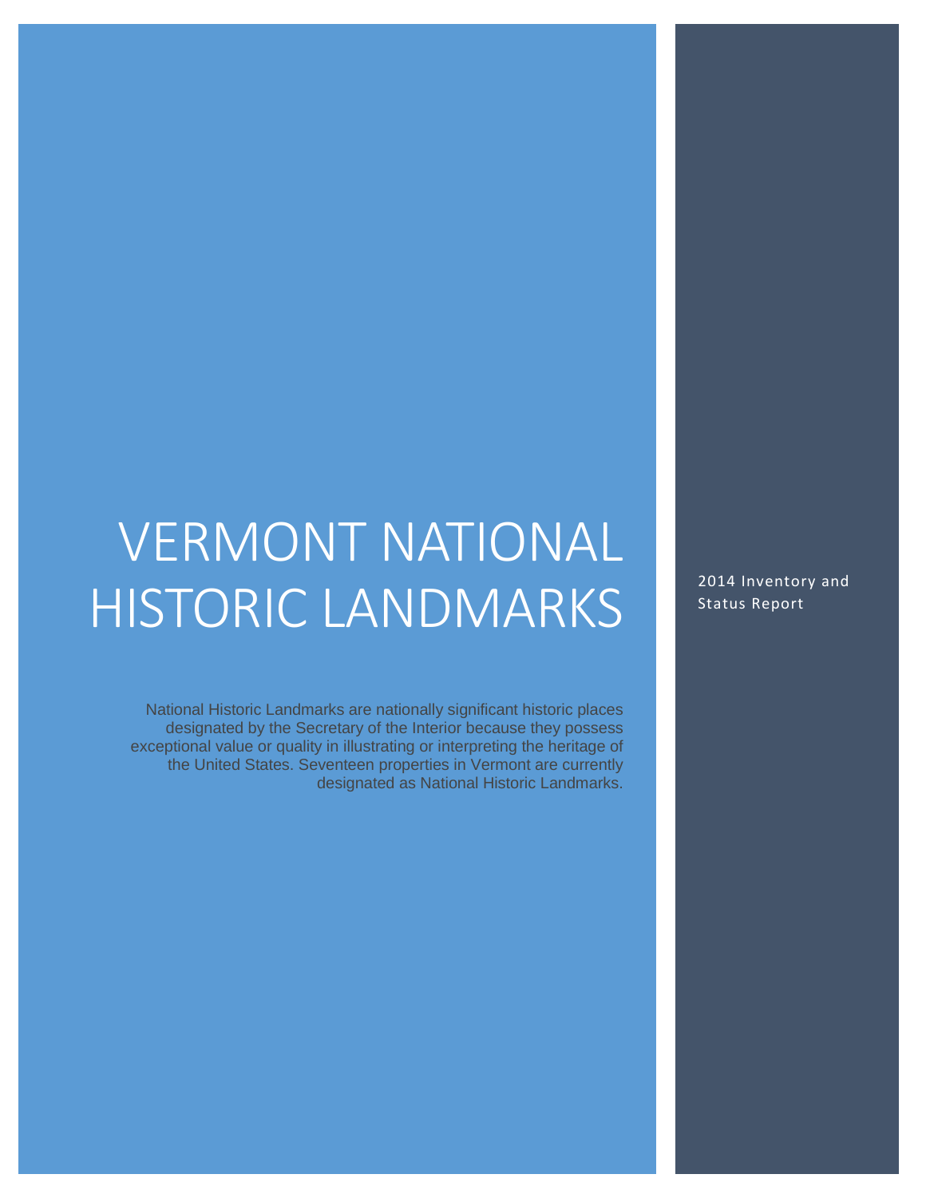# VERMONT NATIONAL HISTORIC LANDMARKS

2014 Inventory and Status Report

National Historic Landmarks are nationally significant historic places designated by the Secretary of the Interior because they possess exceptional value or quality in illustrating or interpreting the heritage of the United States. Seventeen properties in Vermont are currently designated as National Historic Landmarks.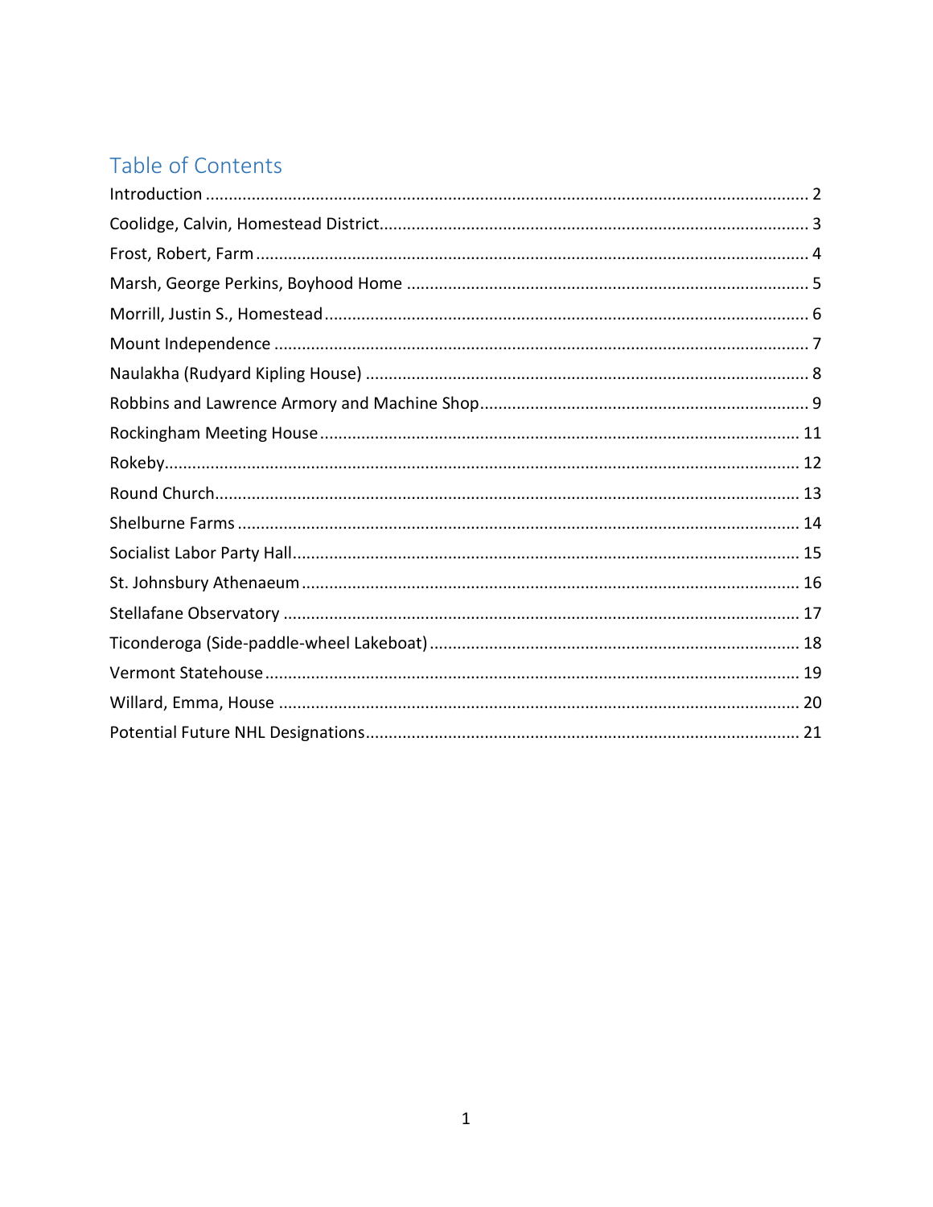## Table of Contents

| | |
|---|---|
| Introduction | 2 |
| Coolidge, Calvin, Homestead District | 3 |
| Frost, Robert, Farm | 4 |
| Marsh, George Perkins, Boyhood Home | 5 |
| Morrill, Justin S., Homestead | 6 |
| Mount Independence | 7 |
| Naulakha (Rudyard Kipling House) | 8 |
| Robbins and Lawrence Armory and Machine Shop | 9 |
| Rockingham Meeting House | 11 |
| Rokeby | 12 |
| Round Church | 13 |
| Shelburne Farms | 14 |
| Socialist Labor Party Hall | 15 |
| St. Johnsbury Athenaeum | 16 |
| Stellafane Observatory | 17 |
| Ticonderoga (Side-paddle-wheel Lakeboat) | 18 |
| Vermont Statehouse | 19 |
| Willard, Emma, House | 20 |
| Potential Future NHL Designations | 21 |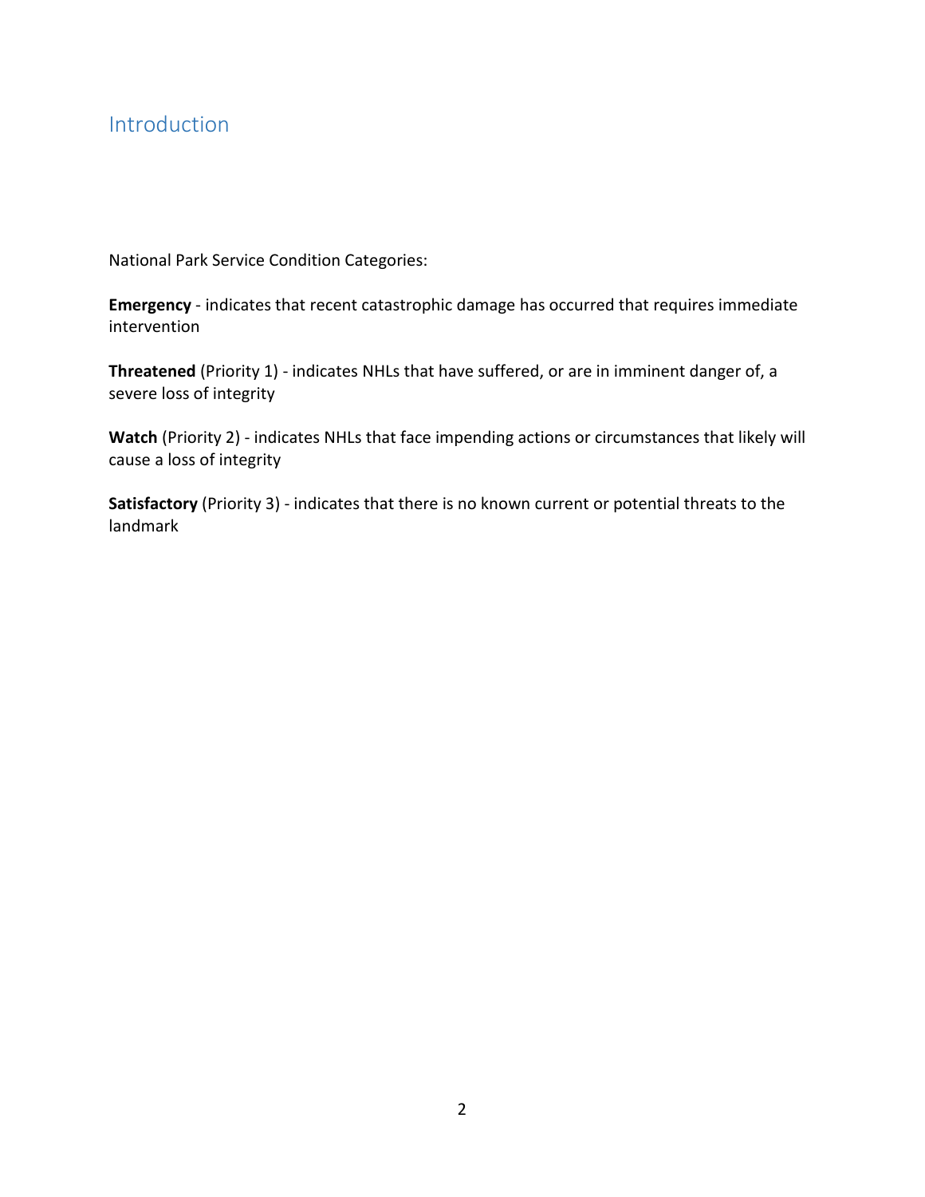## Introduction

National Park Service Condition Categories:

**Emergency** - indicates that recent catastrophic damage has occurred that requires immediate intervention

**Threatened** (Priority 1) - indicates NHLs that have suffered, or are in imminent danger of, a severe loss of integrity

**Watch** (Priority 2) - indicates NHLs that face impending actions or circumstances that likely will cause a loss of integrity

**Satisfactory** (Priority 3) - indicates that there is no known current or potential threats to the landmark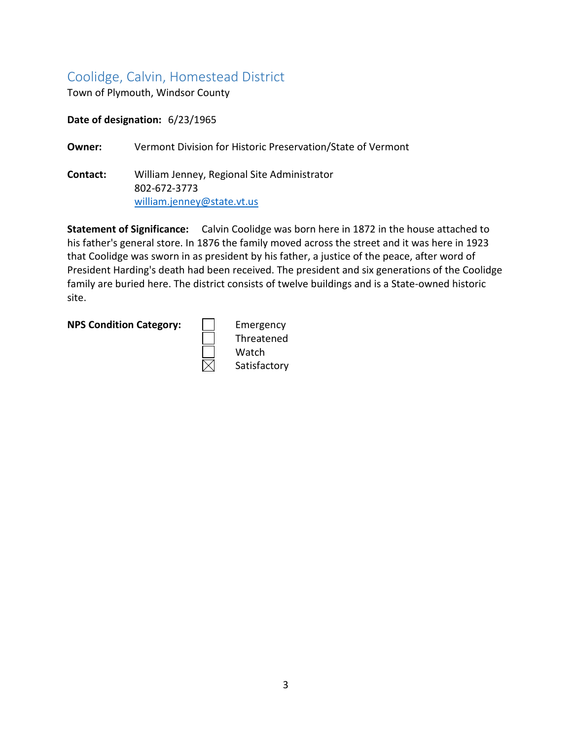## Coolidge, Calvin, Homestead District

Town of Plymouth, Windsor County

**Date of designation:** 6/23/1965

**Owner:** Vermont Division for Historic Preservation/State of Vermont

**Contact:** William Jenney, Regional Site Administrator
802-672-3773
william.jenney@state.vt.us

**Statement of Significance:** Calvin Coolidge was born here in 1872 in the house attached to his father's general store. In 1876 the family moved across the street and it was here in 1923 that Coolidge was sworn in as president by his father, a justice of the peace, after word of President Harding's death had been received. The president and six generations of the Coolidge family are buried here. The district consists of twelve buildings and is a State-owned historic site.

**NPS Condition Category:**

- ☐ Emergency
- ☐ Threatened
- ☐ Watch
- ☒ Satisfactory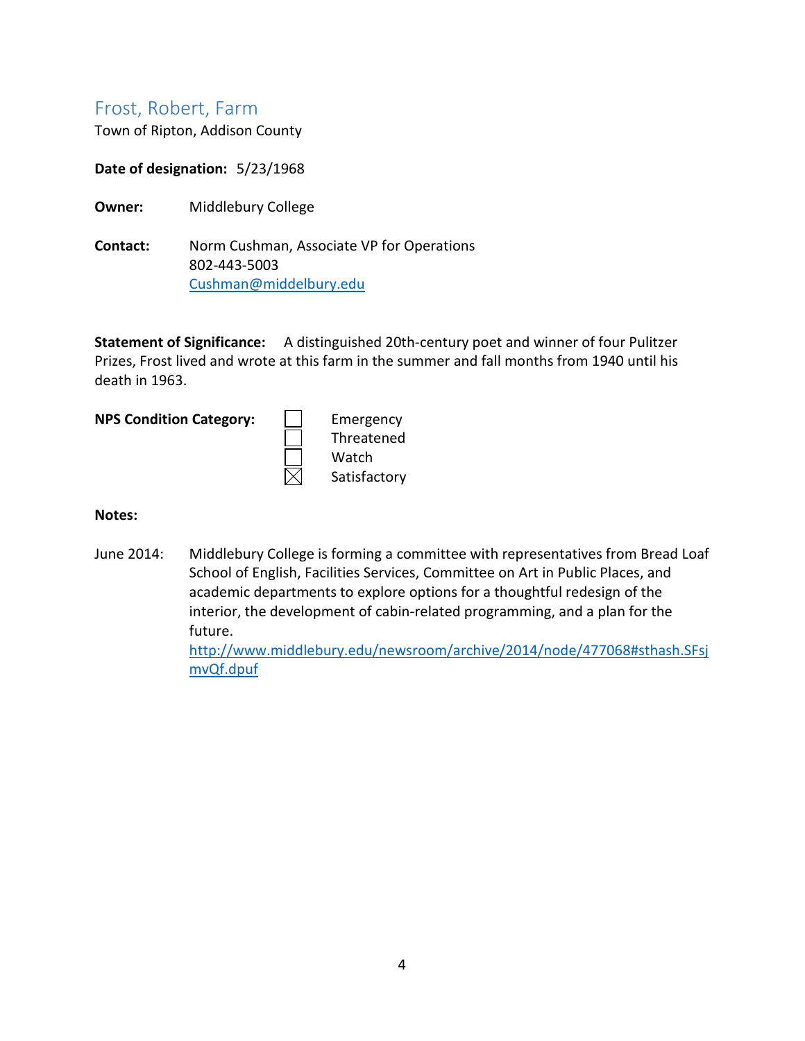## Frost, Robert, Farm

Town of Ripton, Addison County

**Date of designation:** 5/23/1968

**Owner:** Middlebury College

**Contact:** Norm Cushman, Associate VP for Operations
802-443-5003
Cushman@middelbury.edu

**Statement of Significance:** A distinguished 20th-century poet and winner of four Pulitzer Prizes, Frost lived and wrote at this farm in the summer and fall months from 1940 until his death in 1963.

**NPS Condition Category:**

- ☐ Emergency
- ☐ Threatened
- ☐ Watch
- ☒ Satisfactory

**Notes:**

June 2014: Middlebury College is forming a committee with representatives from Bread Loaf School of English, Facilities Services, Committee on Art in Public Places, and academic departments to explore options for a thoughtful redesign of the interior, the development of cabin-related programming, and a plan for the future.
http://www.middlebury.edu/newsroom/archive/2014/node/477068#sthash.SFsjmvQf.dpuf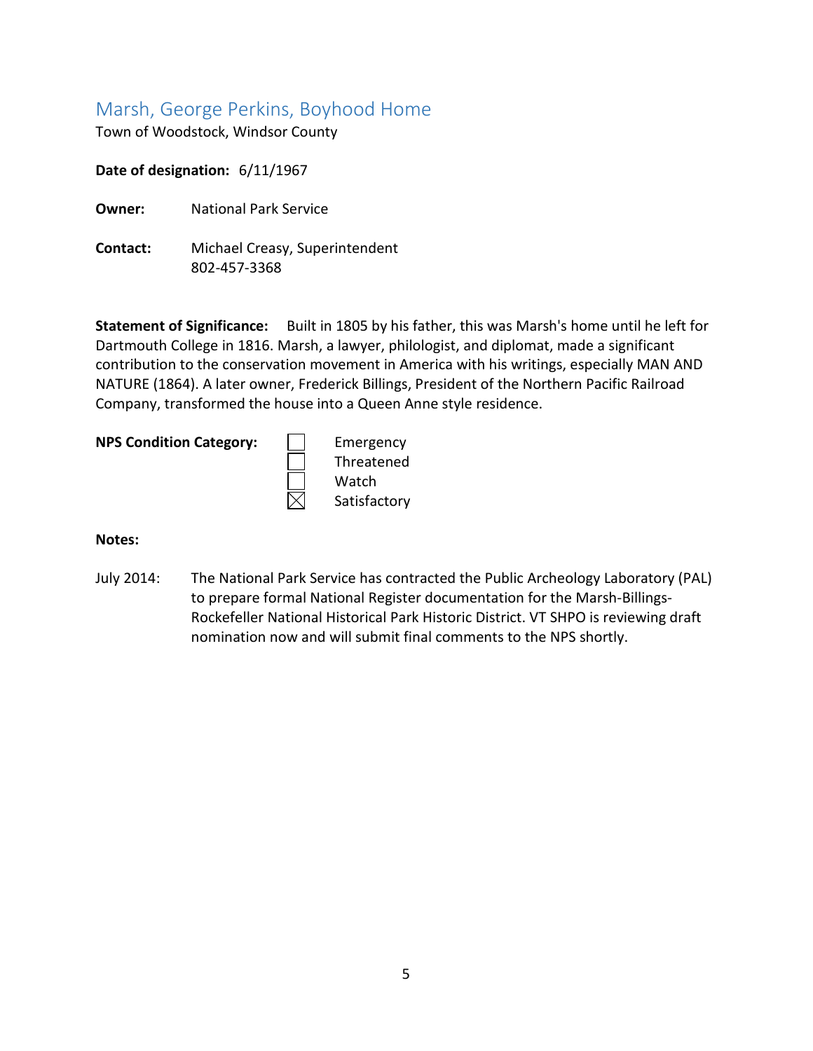## Marsh, George Perkins, Boyhood Home

Town of Woodstock, Windsor County

**Date of designation:** 6/11/1967

**Owner:** National Park Service

**Contact:** Michael Creasy, Superintendent
802-457-3368

**Statement of Significance:** Built in 1805 by his father, this was Marsh's home until he left for Dartmouth College in 1816. Marsh, a lawyer, philologist, and diplomat, made a significant contribution to the conservation movement in America with his writings, especially MAN AND NATURE (1864). A later owner, Frederick Billings, President of the Northern Pacific Railroad Company, transformed the house into a Queen Anne style residence.

**NPS Condition Category:**

- ☐ Emergency
- ☐ Threatened
- ☐ Watch
- ☒ Satisfactory

**Notes:**

July 2014: The National Park Service has contracted the Public Archeology Laboratory (PAL) to prepare formal National Register documentation for the Marsh-Billings-Rockefeller National Historical Park Historic District. VT SHPO is reviewing draft nomination now and will submit final comments to the NPS shortly.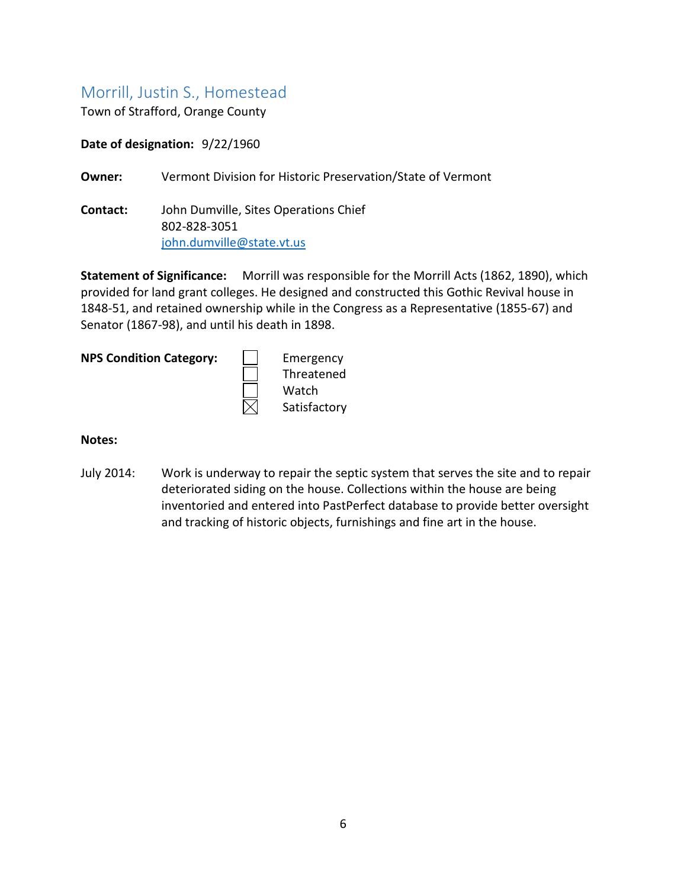## Morrill, Justin S., Homestead

Town of Strafford, Orange County

**Date of designation:** 9/22/1960

**Owner:** Vermont Division for Historic Preservation/State of Vermont

**Contact:** John Dumville, Sites Operations Chief
802-828-3051
john.dumville@state.vt.us

**Statement of Significance:** Morrill was responsible for the Morrill Acts (1862, 1890), which provided for land grant colleges. He designed and constructed this Gothic Revival house in 1848-51, and retained ownership while in the Congress as a Representative (1855-67) and Senator (1867-98), and until his death in 1898.

**NPS Condition Category:**

- ☐ Emergency
- ☐ Threatened
- ☐ Watch
- ☒ Satisfactory

**Notes:**

July 2014: Work is underway to repair the septic system that serves the site and to repair deteriorated siding on the house. Collections within the house are being inventoried and entered into PastPerfect database to provide better oversight and tracking of historic objects, furnishings and fine art in the house.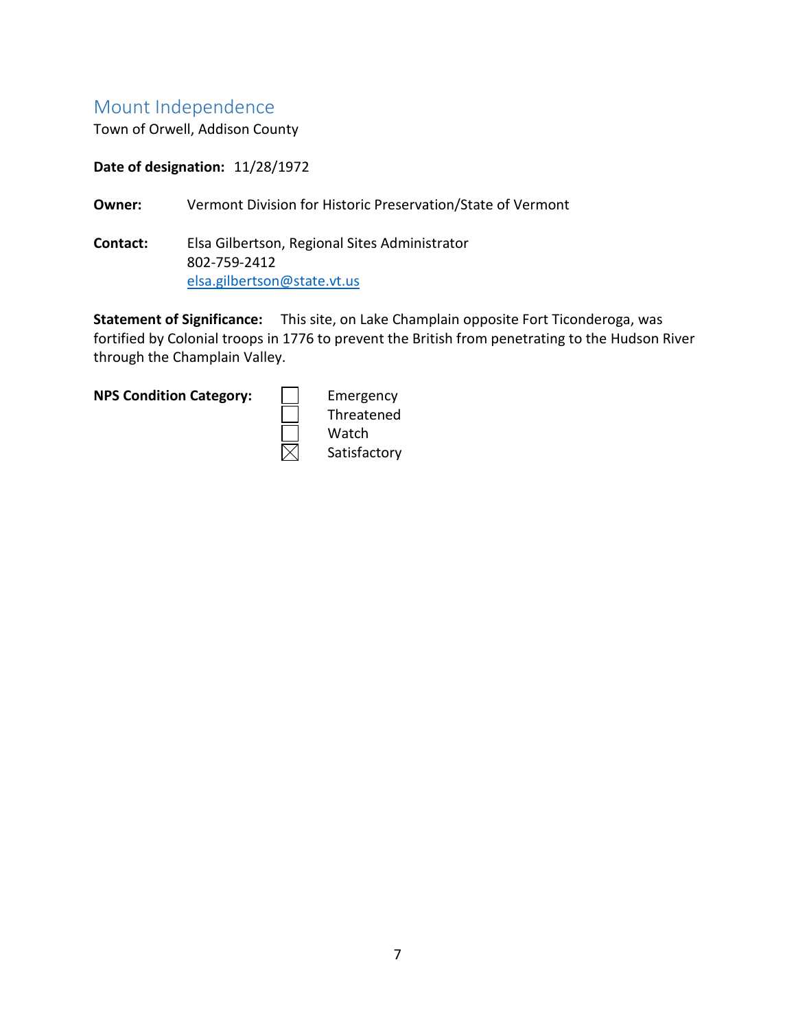## Mount Independence

Town of Orwell, Addison County

**Date of designation:** 11/28/1972

**Owner:** Vermont Division for Historic Preservation/State of Vermont

**Contact:** Elsa Gilbertson, Regional Sites Administrator
802-759-2412
elsa.gilbertson@state.vt.us

**Statement of Significance:** This site, on Lake Champlain opposite Fort Ticonderoga, was fortified by Colonial troops in 1776 to prevent the British from penetrating to the Hudson River through the Champlain Valley.

**NPS Condition Category:**

- ☐ Emergency
- ☐ Threatened
- ☐ Watch
- ☒ Satisfactory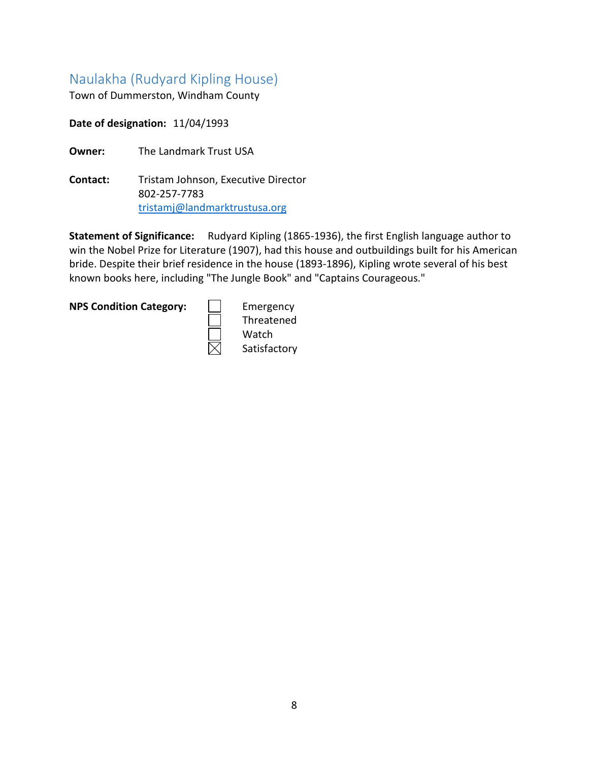## Naulakha (Rudyard Kipling House)

Town of Dummerston, Windham County

**Date of designation:** 11/04/1993

**Owner:** The Landmark Trust USA

**Contact:** Tristam Johnson, Executive Director
802-257-7783
tristamj@landmarktrustusa.org

**Statement of Significance:** Rudyard Kipling (1865-1936), the first English language author to win the Nobel Prize for Literature (1907), had this house and outbuildings built for his American bride. Despite their brief residence in the house (1893-1896), Kipling wrote several of his best known books here, including "The Jungle Book" and "Captains Courageous."

**NPS Condition Category:**

- ☐ Emergency
- ☐ Threatened
- ☐ Watch
- ☒ Satisfactory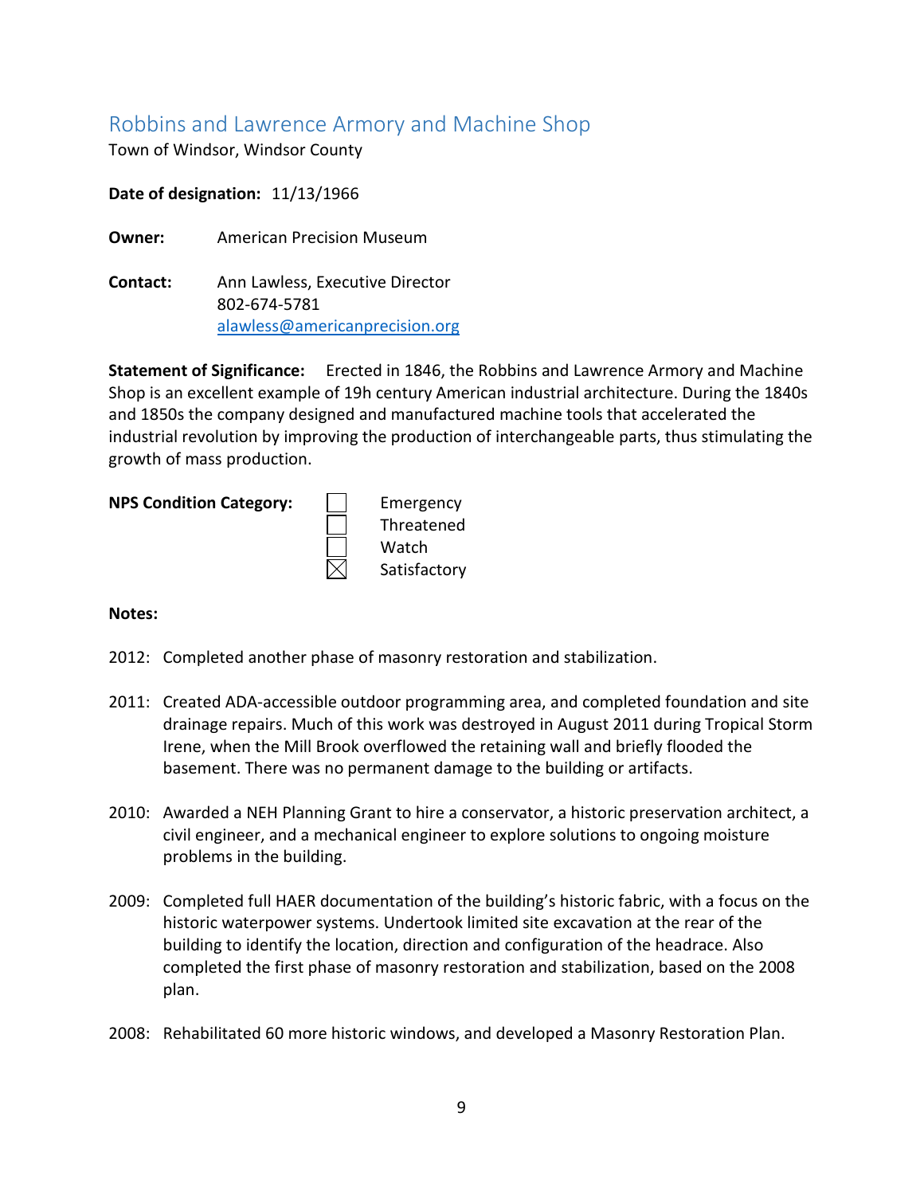## Robbins and Lawrence Armory and Machine Shop

Town of Windsor, Windsor County

**Date of designation:** 11/13/1966

**Owner:** American Precision Museum

**Contact:** Ann Lawless, Executive Director
802-674-5781
alawless@americanprecision.org

**Statement of Significance:** Erected in 1846, the Robbins and Lawrence Armory and Machine Shop is an excellent example of 19h century American industrial architecture. During the 1840s and 1850s the company designed and manufactured machine tools that accelerated the industrial revolution by improving the production of interchangeable parts, thus stimulating the growth of mass production.

**NPS Condition Category:**

- ☐ Emergency
- ☐ Threatened
- ☐ Watch
- ☒ Satisfactory

**Notes:**

2012: Completed another phase of masonry restoration and stabilization.

2011: Created ADA-accessible outdoor programming area, and completed foundation and site drainage repairs. Much of this work was destroyed in August 2011 during Tropical Storm Irene, when the Mill Brook overflowed the retaining wall and briefly flooded the basement. There was no permanent damage to the building or artifacts.

2010: Awarded a NEH Planning Grant to hire a conservator, a historic preservation architect, a civil engineer, and a mechanical engineer to explore solutions to ongoing moisture problems in the building.

2009: Completed full HAER documentation of the building's historic fabric, with a focus on the historic waterpower systems. Undertook limited site excavation at the rear of the building to identify the location, direction and configuration of the headrace. Also completed the first phase of masonry restoration and stabilization, based on the 2008 plan.

2008: Rehabilitated 60 more historic windows, and developed a Masonry Restoration Plan.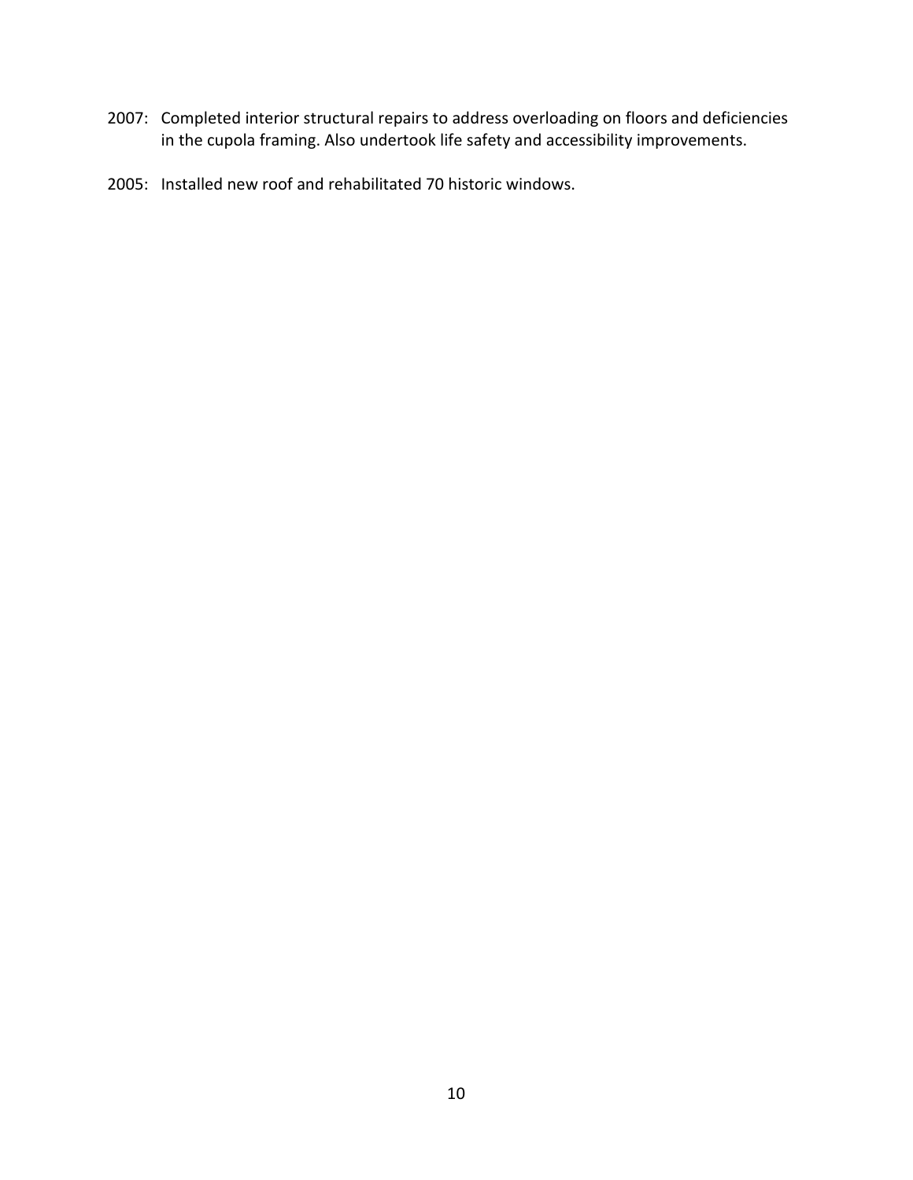2007: Completed interior structural repairs to address overloading on floors and deficiencies in the cupola framing. Also undertook life safety and accessibility improvements.

2005: Installed new roof and rehabilitated 70 historic windows.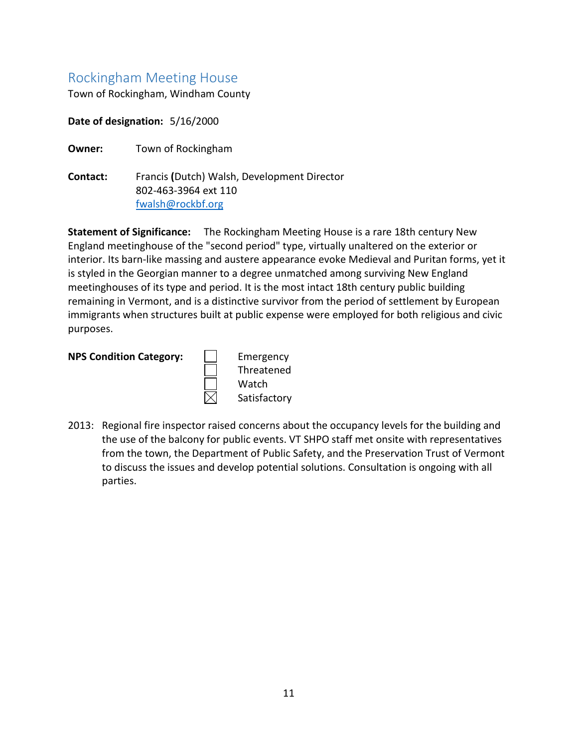## Rockingham Meeting House

Town of Rockingham, Windham County

**Date of designation:** 5/16/2000

**Owner:** Town of Rockingham

**Contact:** Francis **(**Dutch) Walsh, Development Director
802-463-3964 ext 110
fwalsh@rockbf.org

**Statement of Significance:** The Rockingham Meeting House is a rare 18th century New England meetinghouse of the "second period" type, virtually unaltered on the exterior or interior. Its barn-like massing and austere appearance evoke Medieval and Puritan forms, yet it is styled in the Georgian manner to a degree unmatched among surviving New England meetinghouses of its type and period. It is the most intact 18th century public building remaining in Vermont, and is a distinctive survivor from the period of settlement by European immigrants when structures built at public expense were employed for both religious and civic purposes.

**NPS Condition Category:**

- ☐ Emergency
- ☐ Threatened
- ☐ Watch
- ☒ Satisfactory

2013: Regional fire inspector raised concerns about the occupancy levels for the building and the use of the balcony for public events. VT SHPO staff met onsite with representatives from the town, the Department of Public Safety, and the Preservation Trust of Vermont to discuss the issues and develop potential solutions. Consultation is ongoing with all parties.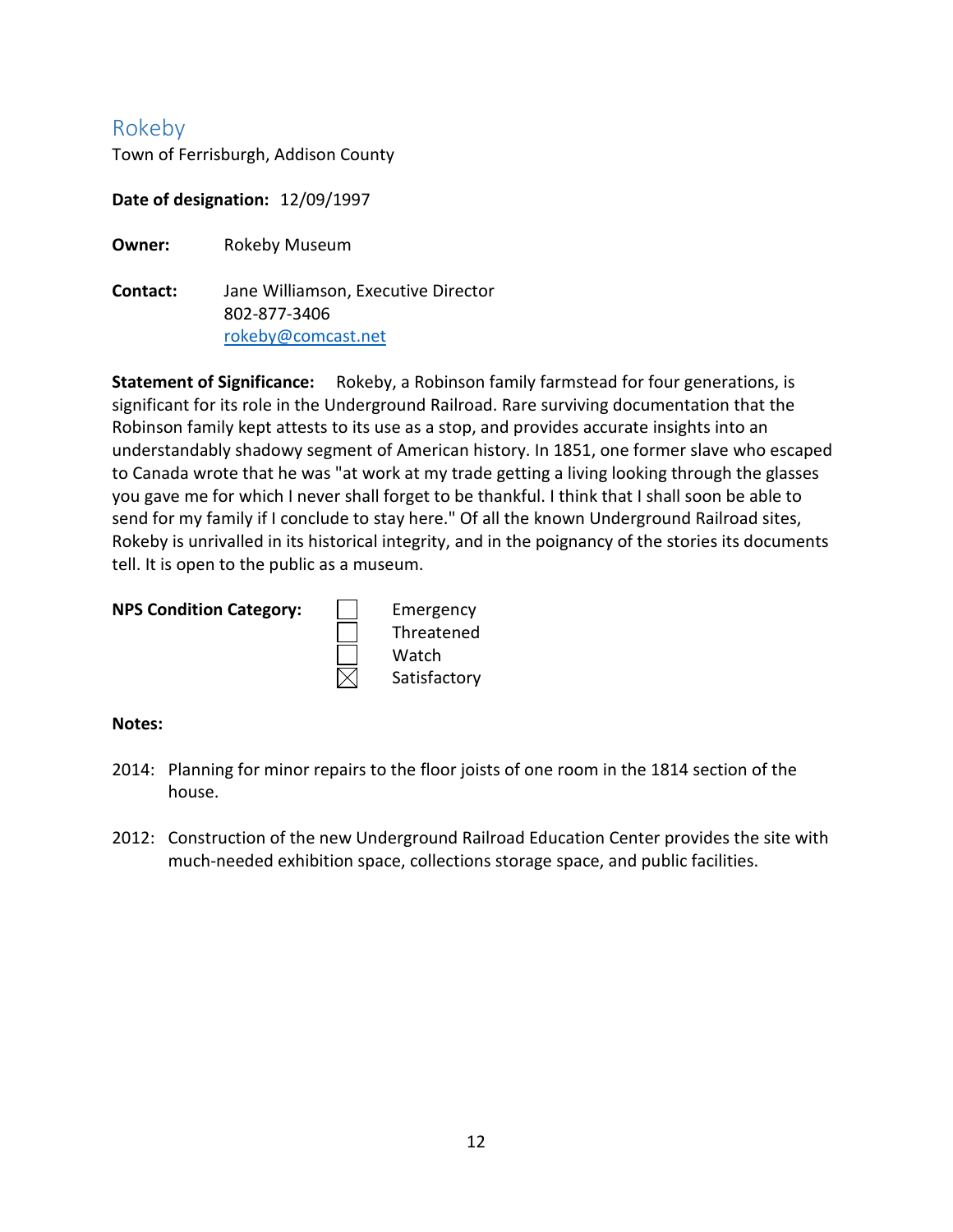## Rokeby

Town of Ferrisburgh, Addison County

**Date of designation:** 12/09/1997

**Owner:** Rokeby Museum

**Contact:** Jane Williamson, Executive Director
802-877-3406
rokeby@comcast.net

**Statement of Significance:** Rokeby, a Robinson family farmstead for four generations, is significant for its role in the Underground Railroad. Rare surviving documentation that the Robinson family kept attests to its use as a stop, and provides accurate insights into an understandably shadowy segment of American history. In 1851, one former slave who escaped to Canada wrote that he was "at work at my trade getting a living looking through the glasses you gave me for which I never shall forget to be thankful. I think that I shall soon be able to send for my family if I conclude to stay here." Of all the known Underground Railroad sites, Rokeby is unrivalled in its historical integrity, and in the poignancy of the stories its documents tell. It is open to the public as a museum.

**NPS Condition Category:**

- ☐ Emergency
- ☐ Threatened
- ☐ Watch
- ☒ Satisfactory

**Notes:**

2014: Planning for minor repairs to the floor joists of one room in the 1814 section of the house.

2012: Construction of the new Underground Railroad Education Center provides the site with much-needed exhibition space, collections storage space, and public facilities.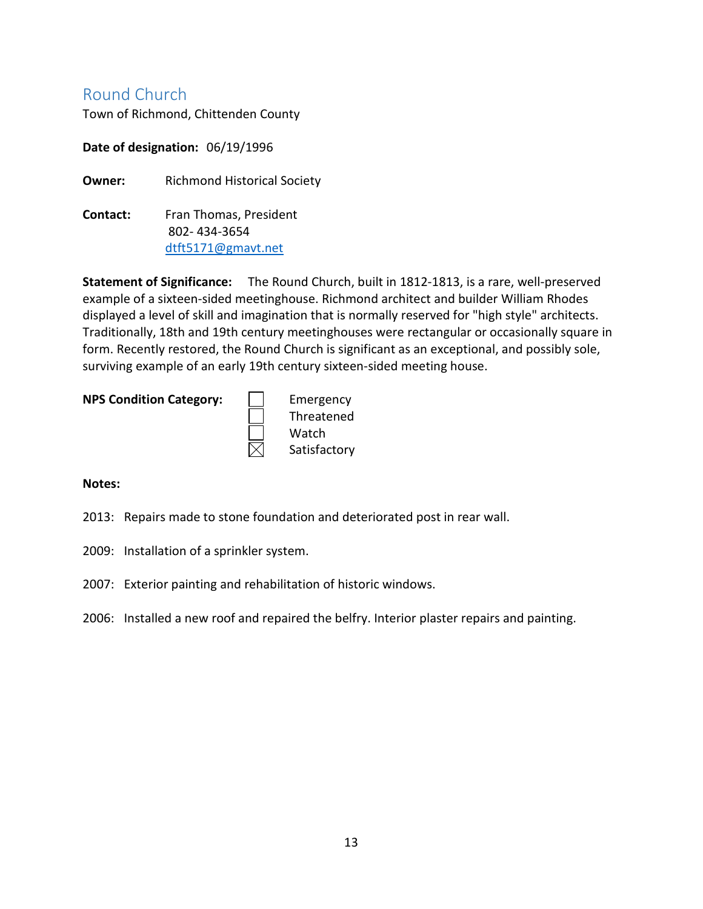## Round Church

Town of Richmond, Chittenden County

**Date of designation:** 06/19/1996

**Owner:** Richmond Historical Society

**Contact:** Fran Thomas, President
802- 434-3654
dtft5171@gmavt.net

**Statement of Significance:** The Round Church, built in 1812-1813, is a rare, well-preserved example of a sixteen-sided meetinghouse. Richmond architect and builder William Rhodes displayed a level of skill and imagination that is normally reserved for "high style" architects. Traditionally, 18th and 19th century meetinghouses were rectangular or occasionally square in form. Recently restored, the Round Church is significant as an exceptional, and possibly sole, surviving example of an early 19th century sixteen-sided meeting house.

**NPS Condition Category:**

- ☐ Emergency
- ☐ Threatened
- ☐ Watch
- ☒ Satisfactory

**Notes:**

2013: Repairs made to stone foundation and deteriorated post in rear wall.

2009: Installation of a sprinkler system.

2007: Exterior painting and rehabilitation of historic windows.

2006: Installed a new roof and repaired the belfry. Interior plaster repairs and painting.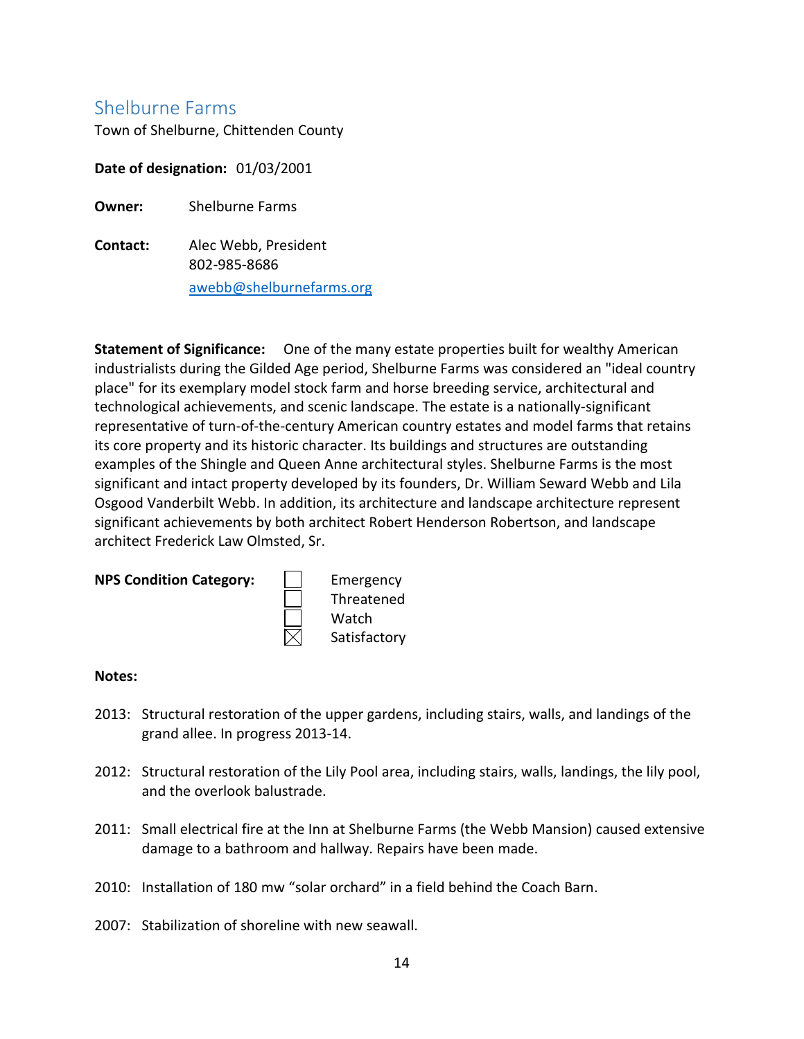## Shelburne Farms

Town of Shelburne, Chittenden County

**Date of designation:** 01/03/2001

**Owner:** Shelburne Farms

**Contact:** Alec Webb, President
802-985-8686
awebb@shelburnefarms.org

**Statement of Significance:** One of the many estate properties built for wealthy American industrialists during the Gilded Age period, Shelburne Farms was considered an "ideal country place" for its exemplary model stock farm and horse breeding service, architectural and technological achievements, and scenic landscape. The estate is a nationally-significant representative of turn-of-the-century American country estates and model farms that retains its core property and its historic character. Its buildings and structures are outstanding examples of the Shingle and Queen Anne architectural styles. Shelburne Farms is the most significant and intact property developed by its founders, Dr. William Seward Webb and Lila Osgood Vanderbilt Webb. In addition, its architecture and landscape architecture represent significant achievements by both architect Robert Henderson Robertson, and landscape architect Frederick Law Olmsted, Sr.

**NPS Condition Category:**

- ☐ Emergency
- ☐ Threatened
- ☐ Watch
- ☒ Satisfactory

**Notes:**

2013: Structural restoration of the upper gardens, including stairs, walls, and landings of the grand allee. In progress 2013-14.

2012: Structural restoration of the Lily Pool area, including stairs, walls, landings, the lily pool, and the overlook balustrade.

2011: Small electrical fire at the Inn at Shelburne Farms (the Webb Mansion) caused extensive damage to a bathroom and hallway. Repairs have been made.

2010: Installation of 180 mw "solar orchard" in a field behind the Coach Barn.

2007: Stabilization of shoreline with new seawall.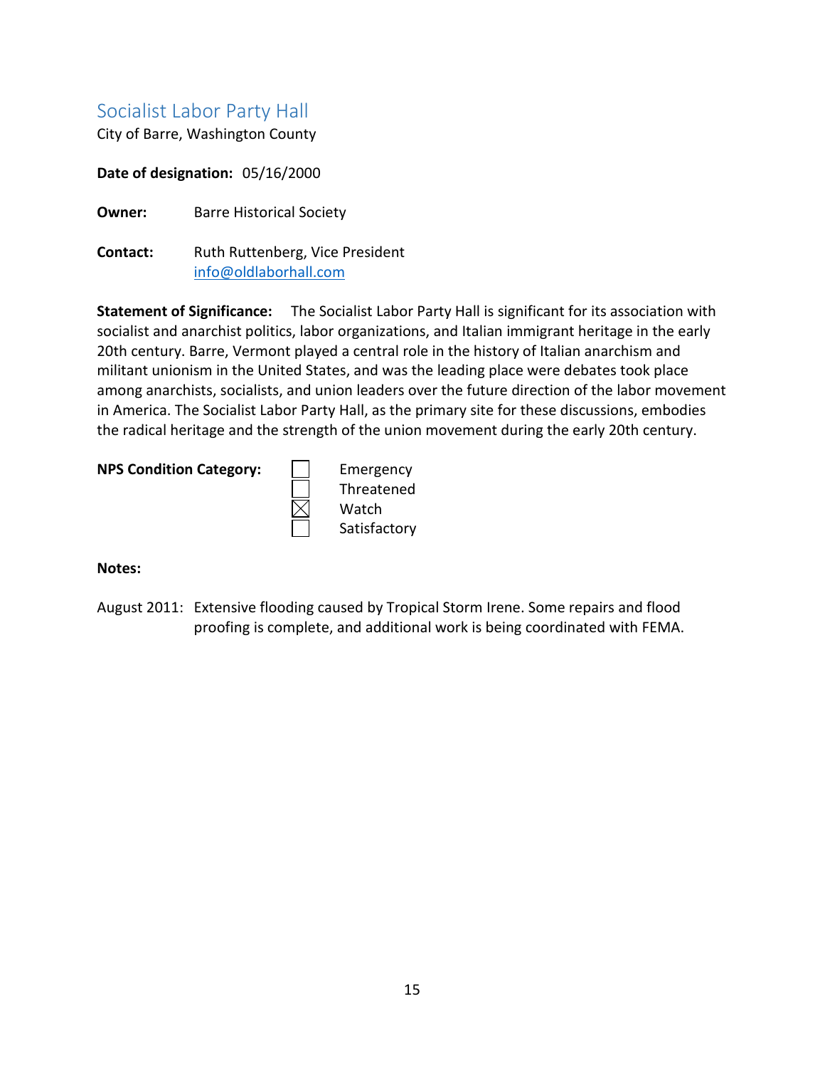## Socialist Labor Party Hall

City of Barre, Washington County

**Date of designation:** 05/16/2000

**Owner:** Barre Historical Society

**Contact:** Ruth Ruttenberg, Vice President
info@oldlaborhall.com

**Statement of Significance:** The Socialist Labor Party Hall is significant for its association with socialist and anarchist politics, labor organizations, and Italian immigrant heritage in the early 20th century. Barre, Vermont played a central role in the history of Italian anarchism and militant unionism in the United States, and was the leading place were debates took place among anarchists, socialists, and union leaders over the future direction of the labor movement in America. The Socialist Labor Party Hall, as the primary site for these discussions, embodies the radical heritage and the strength of the union movement during the early 20th century.

**NPS Condition Category:**

- ☐ Emergency
- ☐ Threatened
- ☒ Watch
- ☐ Satisfactory

**Notes:**

August 2011: Extensive flooding caused by Tropical Storm Irene. Some repairs and flood proofing is complete, and additional work is being coordinated with FEMA.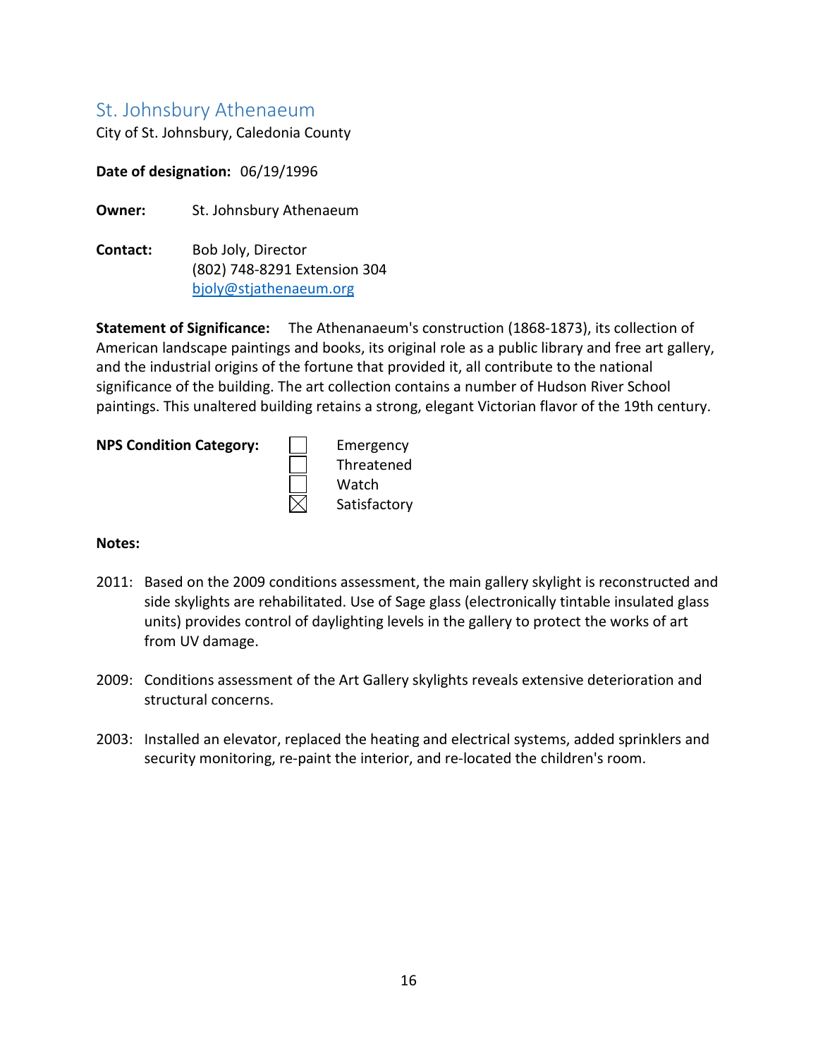## St. Johnsbury Athenaeum

City of St. Johnsbury, Caledonia County

**Date of designation:** 06/19/1996

**Owner:** St. Johnsbury Athenaeum

**Contact:** Bob Joly, Director
(802) 748-8291 Extension 304
bjoly@stjathenaeum.org

**Statement of Significance:** The Athenanaeum's construction (1868-1873), its collection of American landscape paintings and books, its original role as a public library and free art gallery, and the industrial origins of the fortune that provided it, all contribute to the national significance of the building. The art collection contains a number of Hudson River School paintings. This unaltered building retains a strong, elegant Victorian flavor of the 19th century.

**NPS Condition Category:**

- ☐ Emergency
- ☐ Threatened
- ☐ Watch
- ☒ Satisfactory

**Notes:**

2011: Based on the 2009 conditions assessment, the main gallery skylight is reconstructed and side skylights are rehabilitated. Use of Sage glass (electronically tintable insulated glass units) provides control of daylighting levels in the gallery to protect the works of art from UV damage.

2009: Conditions assessment of the Art Gallery skylights reveals extensive deterioration and structural concerns.

2003: Installed an elevator, replaced the heating and electrical systems, added sprinklers and security monitoring, re-paint the interior, and re-located the children's room.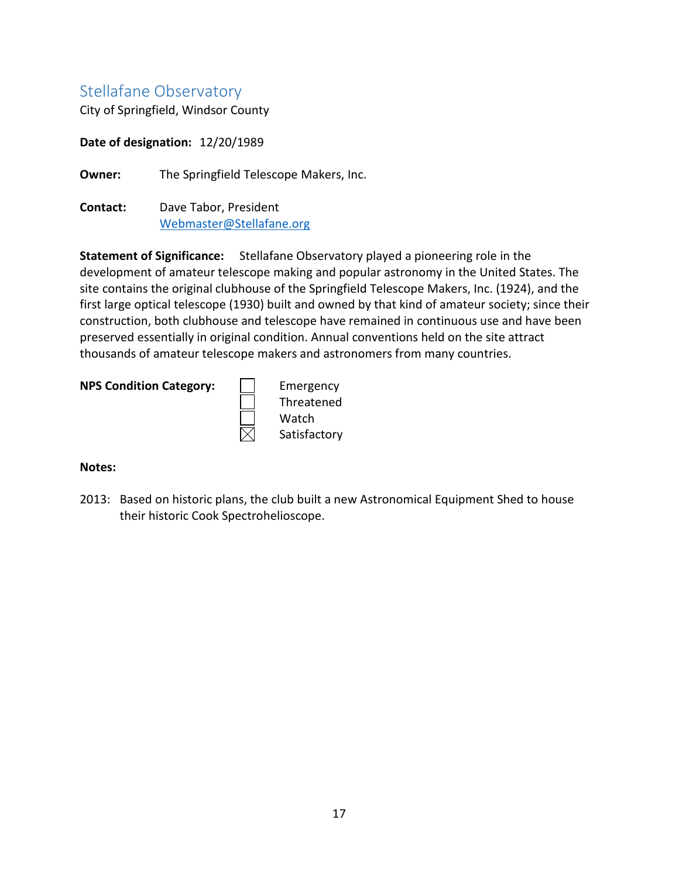## Stellafane Observatory

City of Springfield, Windsor County

**Date of designation:** 12/20/1989

**Owner:** The Springfield Telescope Makers, Inc.

**Contact:** Dave Tabor, President
Webmaster@Stellafane.org

**Statement of Significance:** Stellafane Observatory played a pioneering role in the development of amateur telescope making and popular astronomy in the United States. The site contains the original clubhouse of the Springfield Telescope Makers, Inc. (1924), and the first large optical telescope (1930) built and owned by that kind of amateur society; since their construction, both clubhouse and telescope have remained in continuous use and have been preserved essentially in original condition. Annual conventions held on the site attract thousands of amateur telescope makers and astronomers from many countries.

**NPS Condition Category:**

- ☐ Emergency
- ☐ Threatened
- ☐ Watch
- ☒ Satisfactory

**Notes:**

2013: Based on historic plans, the club built a new Astronomical Equipment Shed to house their historic Cook Spectroheliоscope.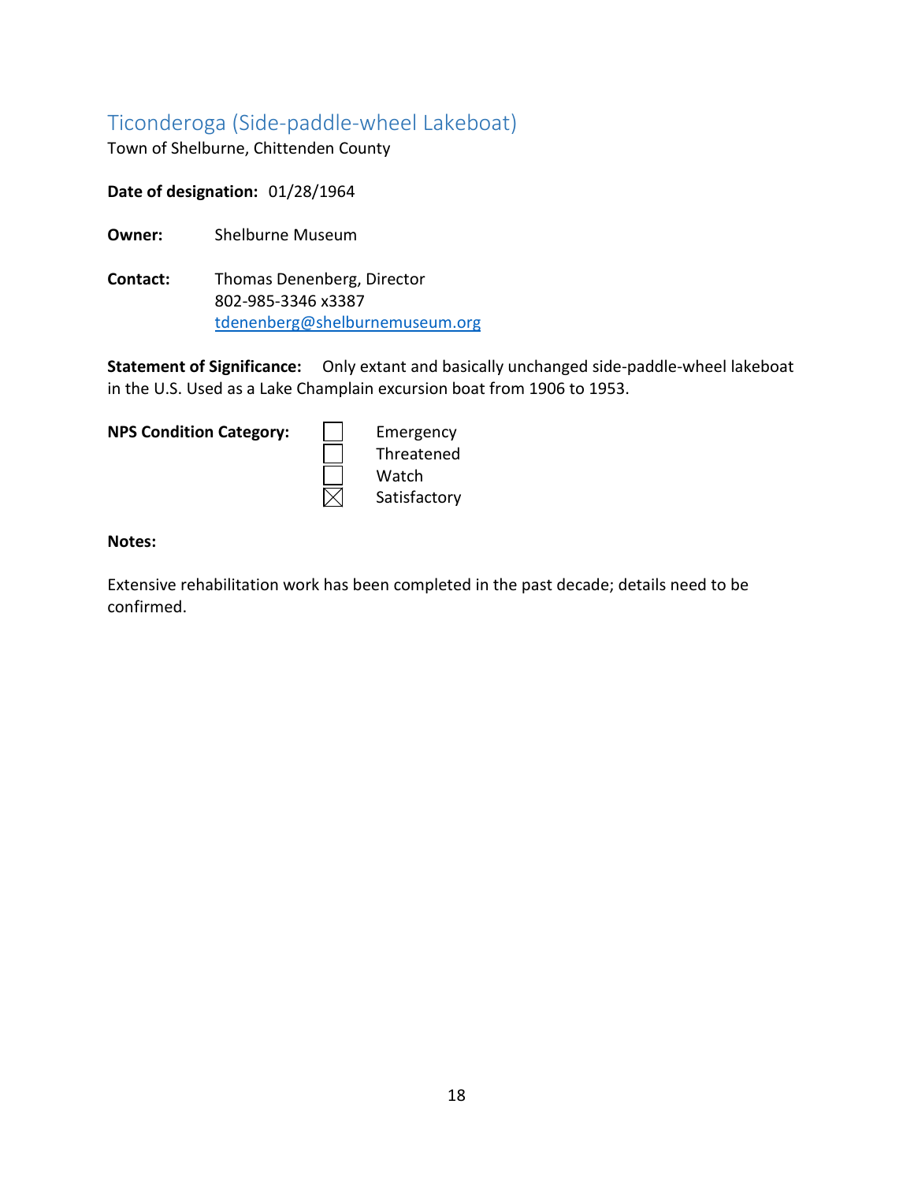## Ticonderoga (Side-paddle-wheel Lakeboat)

Town of Shelburne, Chittenden County

**Date of designation:** 01/28/1964

**Owner:** Shelburne Museum

**Contact:** Thomas Denenberg, Director
802-985-3346 x3387
tdenenberg@shelburnemuseum.org

**Statement of Significance:** Only extant and basically unchanged side-paddle-wheel lakeboat in the U.S. Used as a Lake Champlain excursion boat from 1906 to 1953.

**NPS Condition Category:**

- [ ] Emergency
- [ ] Threatened
- [ ] Watch
- [x] Satisfactory

**Notes:**

Extensive rehabilitation work has been completed in the past decade; details need to be confirmed.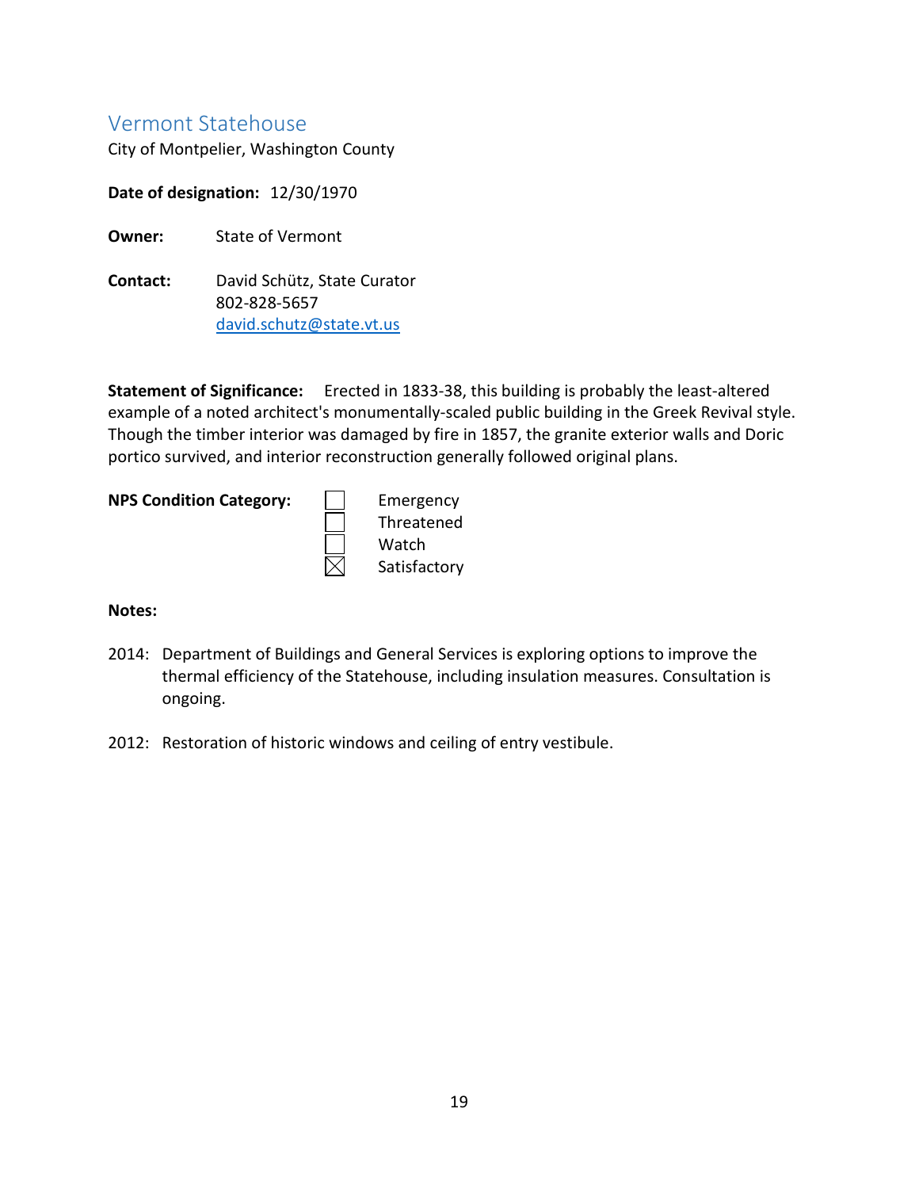## Vermont Statehouse

City of Montpelier, Washington County

**Date of designation:** 12/30/1970

**Owner:** State of Vermont

**Contact:** David Schütz, State Curator
802-828-5657
david.schutz@state.vt.us

**Statement of Significance:** Erected in 1833-38, this building is probably the least-altered example of a noted architect's monumentally-scaled public building in the Greek Revival style. Though the timber interior was damaged by fire in 1857, the granite exterior walls and Doric portico survived, and interior reconstruction generally followed original plans.

**NPS Condition Category:**

- ☐ Emergency
- ☐ Threatened
- ☐ Watch
- ☒ Satisfactory

**Notes:**

2014: Department of Buildings and General Services is exploring options to improve the thermal efficiency of the Statehouse, including insulation measures. Consultation is ongoing.

2012: Restoration of historic windows and ceiling of entry vestibule.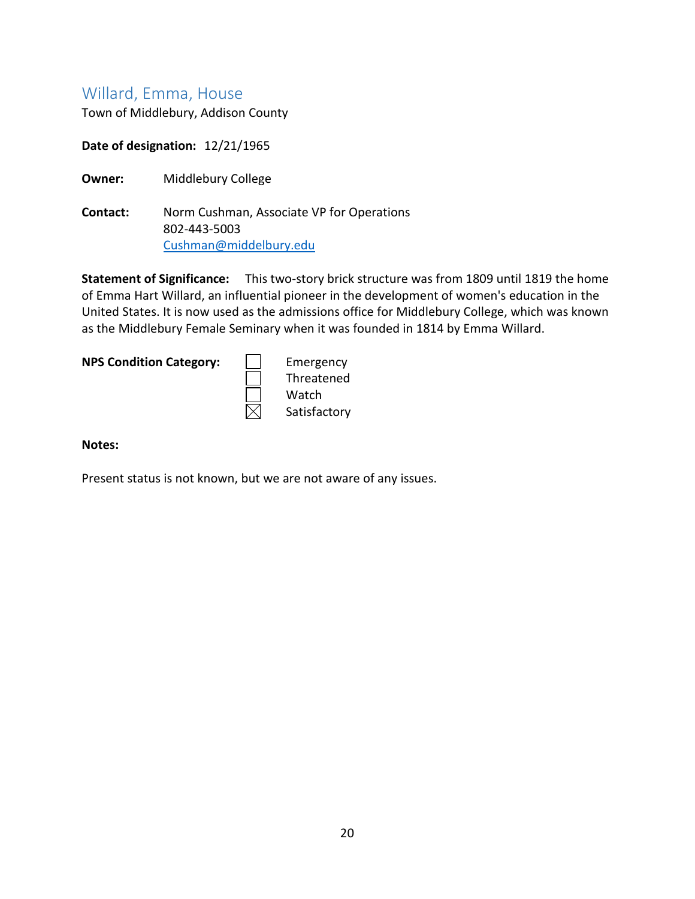## Willard, Emma, House

Town of Middlebury, Addison County

**Date of designation:** 12/21/1965

**Owner:** Middlebury College

**Contact:** Norm Cushman, Associate VP for Operations
802-443-5003
Cushman@middelbury.edu

**Statement of Significance:** This two-story brick structure was from 1809 until 1819 the home of Emma Hart Willard, an influential pioneer in the development of women's education in the United States. It is now used as the admissions office for Middlebury College, which was known as the Middlebury Female Seminary when it was founded in 1814 by Emma Willard.

**NPS Condition Category:**

- ☐ Emergency
- ☐ Threatened
- ☐ Watch
- ☒ Satisfactory

**Notes:**

Present status is not known, but we are not aware of any issues.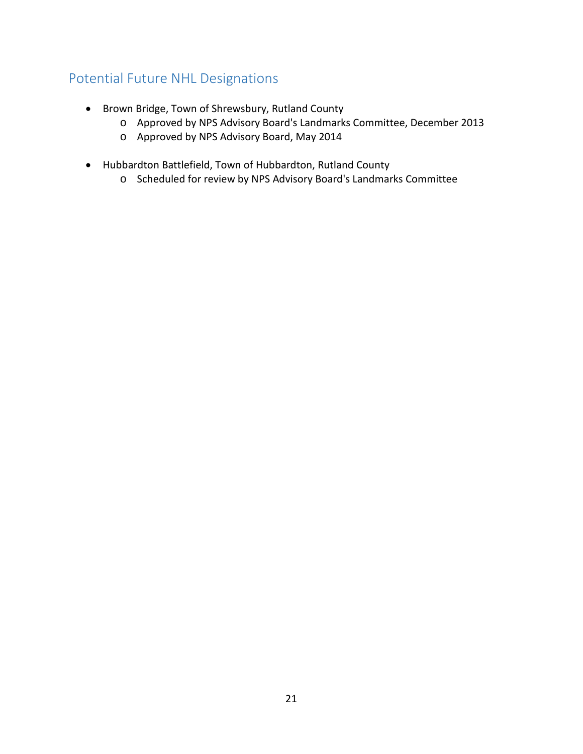## Potential Future NHL Designations

- Brown Bridge, Town of Shrewsbury, Rutland County
  - Approved by NPS Advisory Board's Landmarks Committee, December 2013
  - Approved by NPS Advisory Board, May 2014

- Hubbardton Battlefield, Town of Hubbardton, Rutland County
  - Scheduled for review by NPS Advisory Board's Landmarks Committee